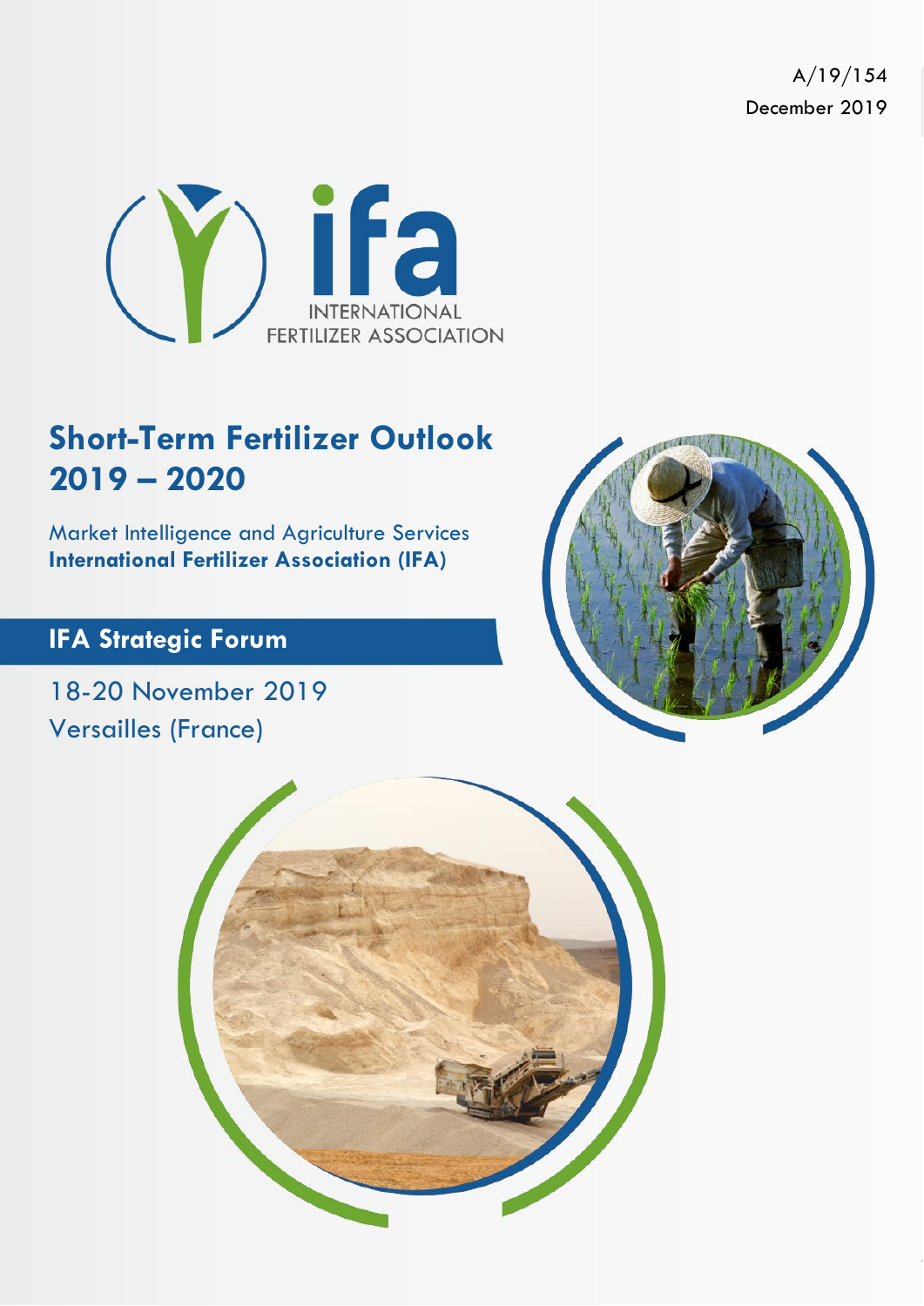A/19/154
December 2019

INTERNATIONAL FERTILIZER ASSOCIATION

# Short-Term Fertilizer Outlook 2019 – 2020

Market Intelligence and Agriculture Services
**International Fertilizer Association (IFA)**

## IFA Strategic Forum

18-20 November 2019
Versailles (France)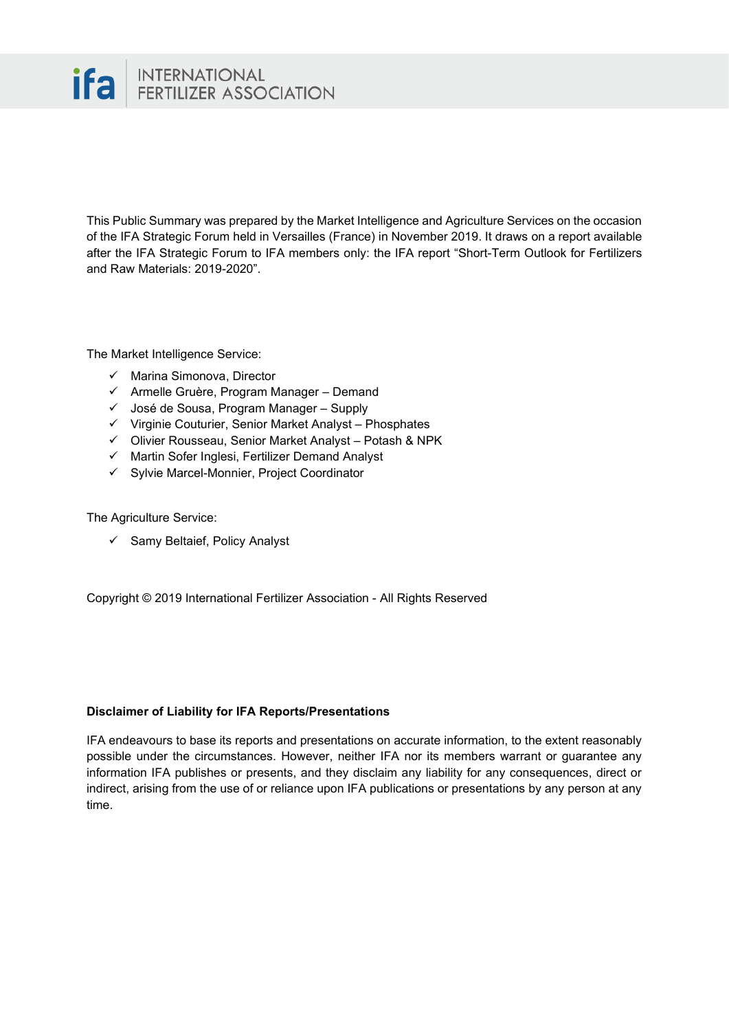This Public Summary was prepared by the Market Intelligence and Agriculture Services on the occasion of the IFA Strategic Forum held in Versailles (France) in November 2019. It draws on a report available after the IFA Strategic Forum to IFA members only: the IFA report "Short-Term Outlook for Fertilizers and Raw Materials: 2019-2020".

The Market Intelligence Service:

- ✓ Marina Simonova, Director
- ✓ Armelle Gruère, Program Manager – Demand
- ✓ José de Sousa, Program Manager – Supply
- ✓ Virginie Couturier, Senior Market Analyst – Phosphates
- ✓ Olivier Rousseau, Senior Market Analyst – Potash & NPK
- ✓ Martin Sofer Inglesi, Fertilizer Demand Analyst
- ✓ Sylvie Marcel-Monnier, Project Coordinator

The Agriculture Service:

- ✓ Samy Beltaief, Policy Analyst

Copyright © 2019 International Fertilizer Association - All Rights Reserved

**Disclaimer of Liability for IFA Reports/Presentations**

IFA endeavours to base its reports and presentations on accurate information, to the extent reasonably possible under the circumstances. However, neither IFA nor its members warrant or guarantee any information IFA publishes or presents, and they disclaim any liability for any consequences, direct or indirect, arising from the use of or reliance upon IFA publications or presentations by any person at any time.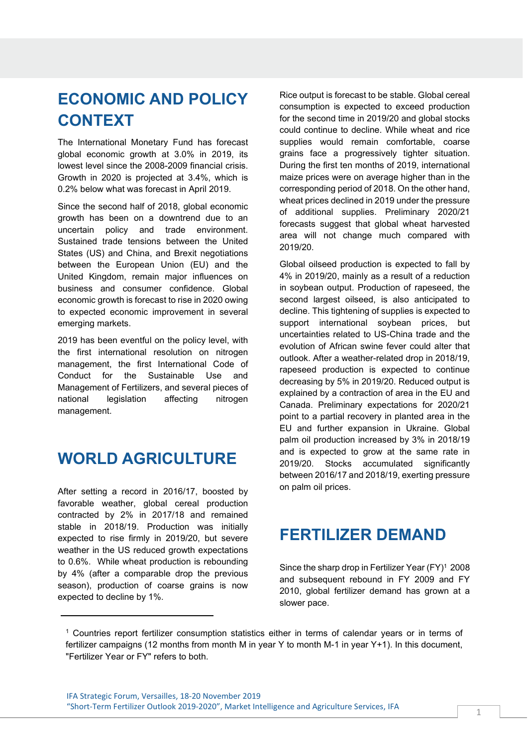# ECONOMIC AND POLICY CONTEXT

The International Monetary Fund has forecast global economic growth at 3.0% in 2019, its lowest level since the 2008-2009 financial crisis. Growth in 2020 is projected at 3.4%, which is 0.2% below what was forecast in April 2019.

Since the second half of 2018, global economic growth has been on a downtrend due to an uncertain policy and trade environment. Sustained trade tensions between the United States (US) and China, and Brexit negotiations between the European Union (EU) and the United Kingdom, remain major influences on business and consumer confidence. Global economic growth is forecast to rise in 2020 owing to expected economic improvement in several emerging markets.

2019 has been eventful on the policy level, with the first international resolution on nitrogen management, the first International Code of Conduct for the Sustainable Use and Management of Fertilizers, and several pieces of national legislation affecting nitrogen management.

# WORLD AGRICULTURE

After setting a record in 2016/17, boosted by favorable weather, global cereal production contracted by 2% in 2017/18 and remained stable in 2018/19. Production was initially expected to rise firmly in 2019/20, but severe weather in the US reduced growth expectations to 0.6%. While wheat production is rebounding by 4% (after a comparable drop the previous season), production of coarse grains is now expected to decline by 1%. Rice output is forecast to be stable. Global cereal consumption is expected to exceed production for the second time in 2019/20 and global stocks could continue to decline. While wheat and rice supplies would remain comfortable, coarse grains face a progressively tighter situation. During the first ten months of 2019, international maize prices were on average higher than in the corresponding period of 2018. On the other hand, wheat prices declined in 2019 under the pressure of additional supplies. Preliminary 2020/21 forecasts suggest that global wheat harvested area will not change much compared with 2019/20.

Global oilseed production is expected to fall by 4% in 2019/20, mainly as a result of a reduction in soybean output. Production of rapeseed, the second largest oilseed, is also anticipated to decline. This tightening of supplies is expected to support international soybean prices, but uncertainties related to US-China trade and the evolution of African swine fever could alter that outlook. After a weather-related drop in 2018/19, rapeseed production is expected to continue decreasing by 5% in 2019/20. Reduced output is explained by a contraction of area in the EU and Canada. Preliminary expectations for 2020/21 point to a partial recovery in planted area in the EU and further expansion in Ukraine. Global palm oil production increased by 3% in 2018/19 and is expected to grow at the same rate in 2019/20. Stocks accumulated significantly between 2016/17 and 2018/19, exerting pressure on palm oil prices.

# FERTILIZER DEMAND

Since the sharp drop in Fertilizer Year (FY)[1] 2008 and subsequent rebound in FY 2009 and FY 2010, global fertilizer demand has grown at a slower pace.

[1] Countries report fertilizer consumption statistics either in terms of calendar years or in terms of fertilizer campaigns (12 months from month M in year Y to month M-1 in year Y+1). In this document, "Fertilizer Year or FY" refers to both.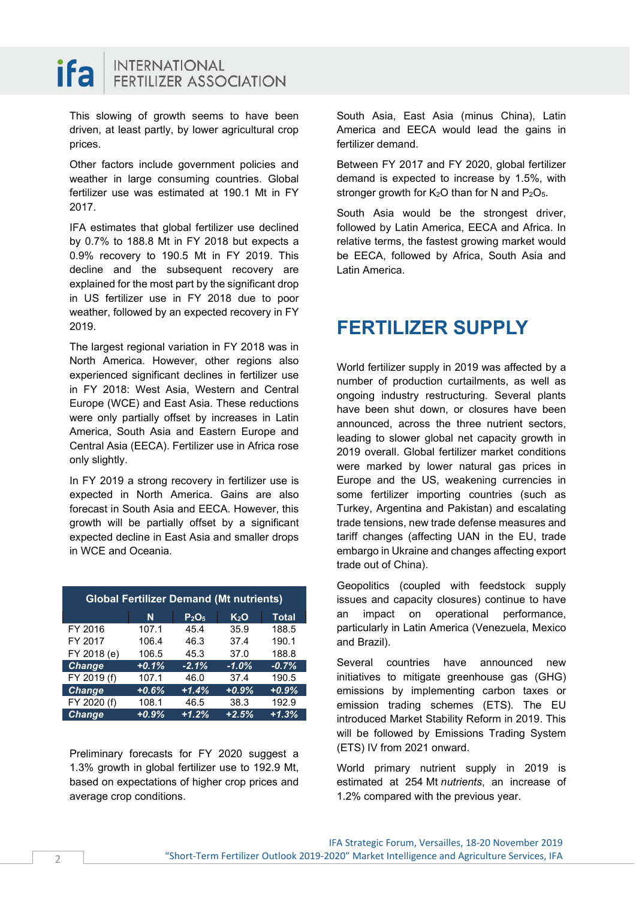This slowing of growth seems to have been driven, at least partly, by lower agricultural crop prices.

Other factors include government policies and weather in large consuming countries. Global fertilizer use was estimated at 190.1 Mt in FY 2017.

IFA estimates that global fertilizer use declined by 0.7% to 188.8 Mt in FY 2018 but expects a 0.9% recovery to 190.5 Mt in FY 2019. This decline and the subsequent recovery are explained for the most part by the significant drop in US fertilizer use in FY 2018 due to poor weather, followed by an expected recovery in FY 2019.

The largest regional variation in FY 2018 was in North America. However, other regions also experienced significant declines in fertilizer use in FY 2018: West Asia, Western and Central Europe (WCE) and East Asia. These reductions were only partially offset by increases in Latin America, South Asia and Eastern Europe and Central Asia (EECA). Fertilizer use in Africa rose only slightly.

In FY 2019 a strong recovery in fertilizer use is expected in North America. Gains are also forecast in South Asia and EECA. However, this growth will be partially offset by a significant expected decline in East Asia and smaller drops in WCE and Oceania.

**Global Fertilizer Demand (Mt nutrients)**

| | N | $P_2O_5$ | $K_2O$ | Total |
|---|---|---|---|---|
| FY 2016 | 107.1 | 45.4 | 35.9 | 188.5 |
| FY 2017 | 106.4 | 46.3 | 37.4 | 190.1 |
| FY 2018 (e) | 106.5 | 45.3 | 37.0 | 188.8 |
| ***Change*** | ***+0.1%*** | ***-2.1%*** | ***-1.0%*** | ***-0.7%*** |
| FY 2019 (f) | 107.1 | 46.0 | 37.4 | 190.5 |
| ***Change*** | ***+0.6%*** | ***+1.4%*** | ***+0.9%*** | ***+0.9%*** |
| FY 2020 (f) | 108.1 | 46.5 | 38.3 | 192.9 |
| ***Change*** | ***+0.9%*** | ***+1.2%*** | ***+2.5%*** | ***+1.3%*** |

Preliminary forecasts for FY 2020 suggest a 1.3% growth in global fertilizer use to 192.9 Mt, based on expectations of higher crop prices and average crop conditions.

South Asia, East Asia (minus China), Latin America and EECA would lead the gains in fertilizer demand.

Between FY 2017 and FY 2020, global fertilizer demand is expected to increase by 1.5%, with stronger growth for $K_2O$ than for N and $P_2O_5$.

South Asia would be the strongest driver, followed by Latin America, EECA and Africa. In relative terms, the fastest growing market would be EECA, followed by Africa, South Asia and Latin America.

# FERTILIZER SUPPLY

World fertilizer supply in 2019 was affected by a number of production curtailments, as well as ongoing industry restructuring. Several plants have been shut down, or closures have been announced, across the three nutrient sectors, leading to slower global net capacity growth in 2019 overall. Global fertilizer market conditions were marked by lower natural gas prices in Europe and the US, weakening currencies in some fertilizer importing countries (such as Turkey, Argentina and Pakistan) and escalating trade tensions, new trade defense measures and tariff changes (affecting UAN in the EU, trade embargo in Ukraine and changes affecting export trade out of China).

Geopolitics (coupled with feedstock supply issues and capacity closures) continue to have an impact on operational performance, particularly in Latin America (Venezuela, Mexico and Brazil).

Several countries have announced new initiatives to mitigate greenhouse gas (GHG) emissions by implementing carbon taxes or emission trading schemes (ETS). The EU introduced Market Stability Reform in 2019. This will be followed by Emissions Trading System (ETS) IV from 2021 onward.

World primary nutrient supply in 2019 is estimated at 254 Mt *nutrients*, an increase of 1.2% compared with the previous year.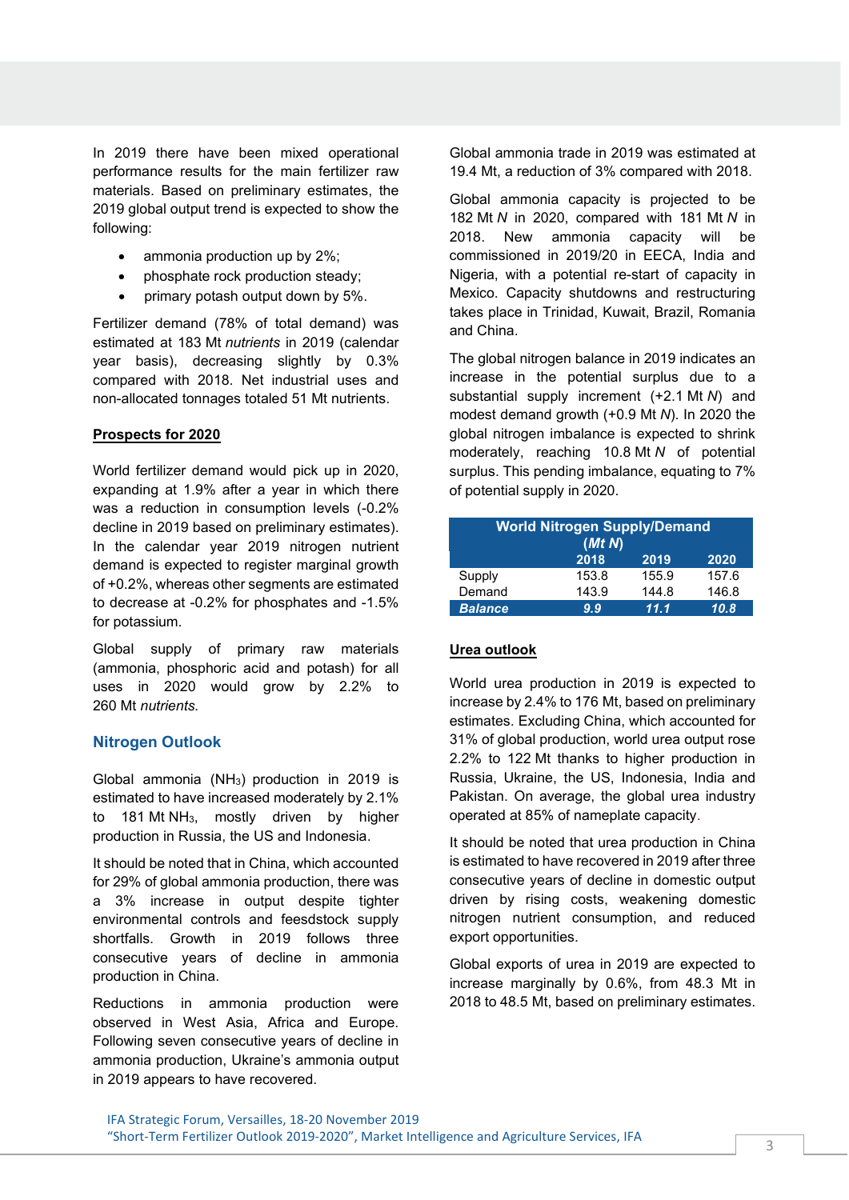In 2019 there have been mixed operational performance results for the main fertilizer raw materials. Based on preliminary estimates, the 2019 global output trend is expected to show the following:

- ammonia production up by 2%;
- phosphate rock production steady;
- primary potash output down by 5%.

Fertilizer demand (78% of total demand) was estimated at 183 Mt *nutrients* in 2019 (calendar year basis), decreasing slightly by 0.3% compared with 2018. Net industrial uses and non-allocated tonnages totaled 51 Mt nutrients.

**Prospects for 2020**

World fertilizer demand would pick up in 2020, expanding at 1.9% after a year in which there was a reduction in consumption levels (-0.2% decline in 2019 based on preliminary estimates). In the calendar year 2019 nitrogen nutrient demand is expected to register marginal growth of +0.2%, whereas other segments are estimated to decrease at -0.2% for phosphates and -1.5% for potassium.

Global supply of primary raw materials (ammonia, phosphoric acid and potash) for all uses in 2020 would grow by 2.2% to 260 Mt *nutrients.*

## Nitrogen Outlook

Global ammonia ($NH_3$) production in 2019 is estimated to have increased moderately by 2.1% to 181 Mt $NH_3$, mostly driven by higher production in Russia, the US and Indonesia.

It should be noted that in China, which accounted for 29% of global ammonia production, there was a 3% increase in output despite tighter environmental controls and feesdstock supply shortfalls. Growth in 2019 follows three consecutive years of decline in ammonia production in China.

Reductions in ammonia production were observed in West Asia, Africa and Europe. Following seven consecutive years of decline in ammonia production, Ukraine's ammonia output in 2019 appears to have recovered.

Global ammonia trade in 2019 was estimated at 19.4 Mt, a reduction of 3% compared with 2018.

Global ammonia capacity is projected to be 182 Mt *N* in 2020, compared with 181 Mt *N* in 2018. New ammonia capacity will be commissioned in 2019/20 in EECA, India and Nigeria, with a potential re-start of capacity in Mexico. Capacity shutdowns and restructuring takes place in Trinidad, Kuwait, Brazil, Romania and China.

The global nitrogen balance in 2019 indicates an increase in the potential surplus due to a substantial supply increment (+2.1 Mt *N*) and modest demand growth (+0.9 Mt *N*). In 2020 the global nitrogen imbalance is expected to shrink moderately, reaching 10.8 Mt *N* of potential surplus. This pending imbalance, equating to 7% of potential supply in 2020.

| World Nitrogen Supply/Demand (*Mt N*) | 2018 | 2019 | 2020 |
|---|---|---|---|
| Supply | 153.8 | 155.9 | 157.6 |
| Demand | 143.9 | 144.8 | 146.8 |
| ***Balance*** | ***9.9*** | ***11.1*** | ***10.8*** |

**Urea outlook**

World urea production in 2019 is expected to increase by 2.4% to 176 Mt, based on preliminary estimates. Excluding China, which accounted for 31% of global production, world urea output rose 2.2% to 122 Mt thanks to higher production in Russia, Ukraine, the US, Indonesia, India and Pakistan. On average, the global urea industry operated at 85% of nameplate capacity.

It should be noted that urea production in China is estimated to have recovered in 2019 after three consecutive years of decline in domestic output driven by rising costs, weakening domestic nitrogen nutrient consumption, and reduced export opportunities.

Global exports of urea in 2019 are expected to increase marginally by 0.6%, from 48.3 Mt in 2018 to 48.5 Mt, based on preliminary estimates.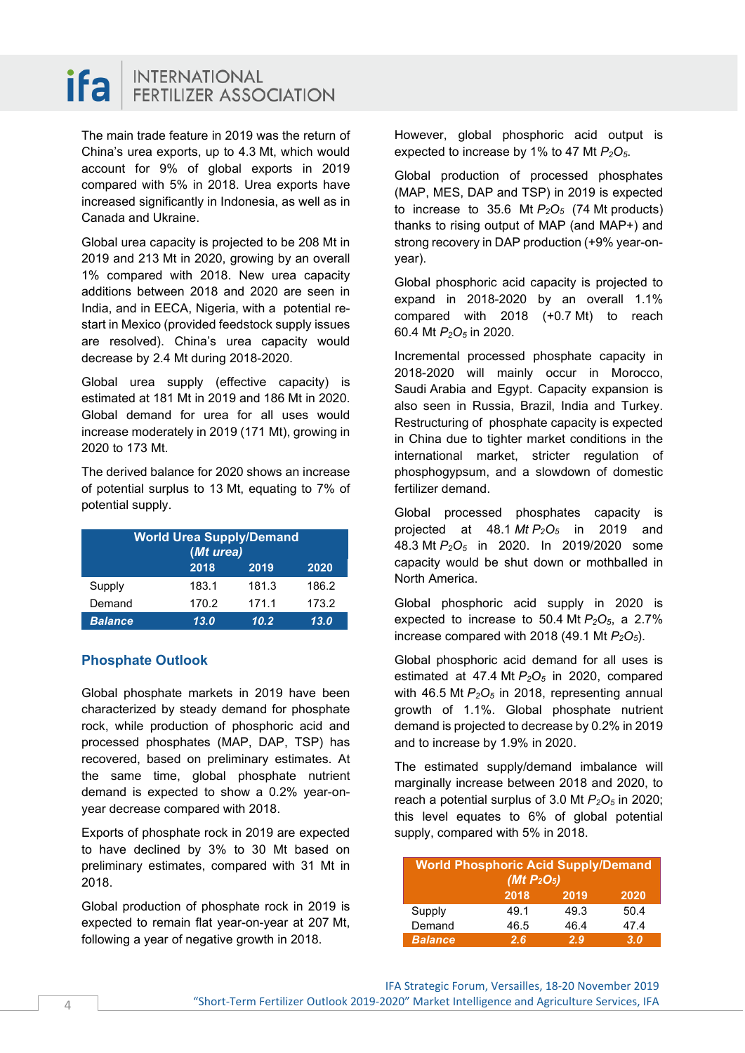The main trade feature in 2019 was the return of China's urea exports, up to 4.3 Mt, which would account for 9% of global exports in 2019 compared with 5% in 2018. Urea exports have increased significantly in Indonesia, as well as in Canada and Ukraine.

Global urea capacity is projected to be 208 Mt in 2019 and 213 Mt in 2020, growing by an overall 1% compared with 2018. New urea capacity additions between 2018 and 2020 are seen in India, and in EECA, Nigeria, with a potential re-start in Mexico (provided feedstock supply issues are resolved). China's urea capacity would decrease by 2.4 Mt during 2018-2020.

Global urea supply (effective capacity) is estimated at 181 Mt in 2019 and 186 Mt in 2020. Global demand for urea for all uses would increase moderately in 2019 (171 Mt), growing in 2020 to 173 Mt.

The derived balance for 2020 shows an increase of potential surplus to 13 Mt, equating to 7% of potential supply.

| World Urea Supply/Demand (*Mt urea*) | 2018 | 2019 | 2020 |
|---|---|---|---|
| Supply | 183.1 | 181.3 | 186.2 |
| Demand | 170.2 | 171.1 | 173.2 |
| ***Balance*** | ***13.0*** | ***10.2*** | ***13.0*** |

## Phosphate Outlook

Global phosphate markets in 2019 have been characterized by steady demand for phosphate rock, while production of phosphoric acid and processed phosphates (MAP, DAP, TSP) has recovered, based on preliminary estimates. At the same time, global phosphate nutrient demand is expected to show a 0.2% year-on-year decrease compared with 2018.

Exports of phosphate rock in 2019 are expected to have declined by 3% to 30 Mt based on preliminary estimates, compared with 31 Mt in 2018.

Global production of phosphate rock in 2019 is expected to remain flat year-on-year at 207 Mt, following a year of negative growth in 2018.

However, global phosphoric acid output is expected to increase by 1% to 47 Mt $P_2O_5$.

Global production of processed phosphates (MAP, MES, DAP and TSP) in 2019 is expected to increase to 35.6 Mt $P_2O_5$ (74 Mt products) thanks to rising output of MAP (and MAP+) and strong recovery in DAP production (+9% year-on-year).

Global phosphoric acid capacity is projected to expand in 2018-2020 by an overall 1.1% compared with 2018 (+0.7 Mt) to reach 60.4 Mt $P_2O_5$ in 2020.

Incremental processed phosphate capacity in 2018-2020 will mainly occur in Morocco, Saudi Arabia and Egypt. Capacity expansion is also seen in Russia, Brazil, India and Turkey. Restructuring of phosphate capacity is expected in China due to tighter market conditions in the international market, stricter regulation of phosphogypsum, and a slowdown of domestic fertilizer demand.

Global processed phosphates capacity is projected at 48.1 *Mt* $P_2O_5$ in 2019 and 48.3 Mt $P_2O_5$ in 2020. In 2019/2020 some capacity would be shut down or mothballed in North America.

Global phosphoric acid supply in 2020 is expected to increase to 50.4 Mt $P_2O_5$, a 2.7% increase compared with 2018 (49.1 Mt $P_2O_5$).

Global phosphoric acid demand for all uses is estimated at 47.4 Mt $P_2O_5$ in 2020, compared with 46.5 Mt $P_2O_5$ in 2018, representing annual growth of 1.1%. Global phosphate nutrient demand is projected to decrease by 0.2% in 2019 and to increase by 1.9% in 2020.

The estimated supply/demand imbalance will marginally increase between 2018 and 2020, to reach a potential surplus of 3.0 Mt $P_2O_5$ in 2020; this level equates to 6% of global potential supply, compared with 5% in 2018.

| World Phosphoric Acid Supply/Demand (*Mt* $P_2O_5$) | 2018 | 2019 | 2020 |
|---|---|---|---|
| Supply | 49.1 | 49.3 | 50.4 |
| Demand | 46.5 | 46.4 | 47.4 |
| ***Balance*** | ***2.6*** | ***2.9*** | ***3.0*** |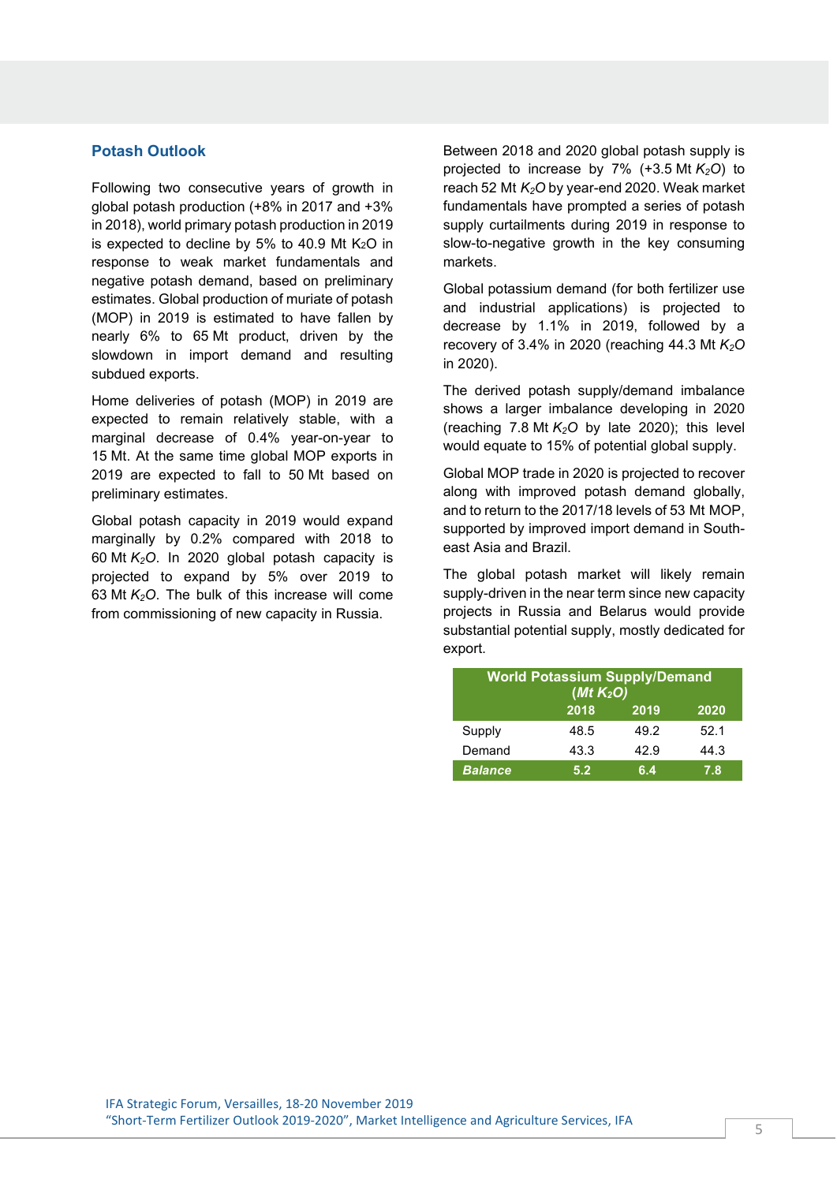## Potash Outlook

Following two consecutive years of growth in global potash production (+8% in 2017 and +3% in 2018), world primary potash production in 2019 is expected to decline by 5% to 40.9 Mt $K_2O$ in response to weak market fundamentals and negative potash demand, based on preliminary estimates. Global production of muriate of potash (MOP) in 2019 is estimated to have fallen by nearly 6% to 65 Mt product, driven by the slowdown in import demand and resulting subdued exports.

Home deliveries of potash (MOP) in 2019 are expected to remain relatively stable, with a marginal decrease of 0.4% year-on-year to 15 Mt. At the same time global MOP exports in 2019 are expected to fall to 50 Mt based on preliminary estimates.

Global potash capacity in 2019 would expand marginally by 0.2% compared with 2018 to 60 Mt $K_2O$. In 2020 global potash capacity is projected to expand by 5% over 2019 to 63 Mt $K_2O$. The bulk of this increase will come from commissioning of new capacity in Russia.

Between 2018 and 2020 global potash supply is projected to increase by 7% (+3.5 Mt $K_2O$) to reach 52 Mt $K_2O$ by year-end 2020. Weak market fundamentals have prompted a series of potash supply curtailments during 2019 in response to slow-to-negative growth in the key consuming markets.

Global potassium demand (for both fertilizer use and industrial applications) is projected to decrease by 1.1% in 2019, followed by a recovery of 3.4% in 2020 (reaching 44.3 Mt $K_2O$ in 2020).

The derived potash supply/demand imbalance shows a larger imbalance developing in 2020 (reaching 7.8 Mt $K_2O$ by late 2020); this level would equate to 15% of potential global supply.

Global MOP trade in 2020 is projected to recover along with improved potash demand globally, and to return to the 2017/18 levels of 53 Mt MOP, supported by improved import demand in South-east Asia and Brazil.

The global potash market will likely remain supply-driven in the near term since new capacity projects in Russia and Belarus would provide substantial potential supply, mostly dedicated for export.

| World Potassium Supply/Demand (Mt $K_2O$) | 2018 | 2019 | 2020 |
|---|---|---|---|
| Supply | 48.5 | 49.2 | 52.1 |
| Demand | 43.3 | 42.9 | 44.3 |
| ***Balance*** | **5.2** | **6.4** | **7.8** |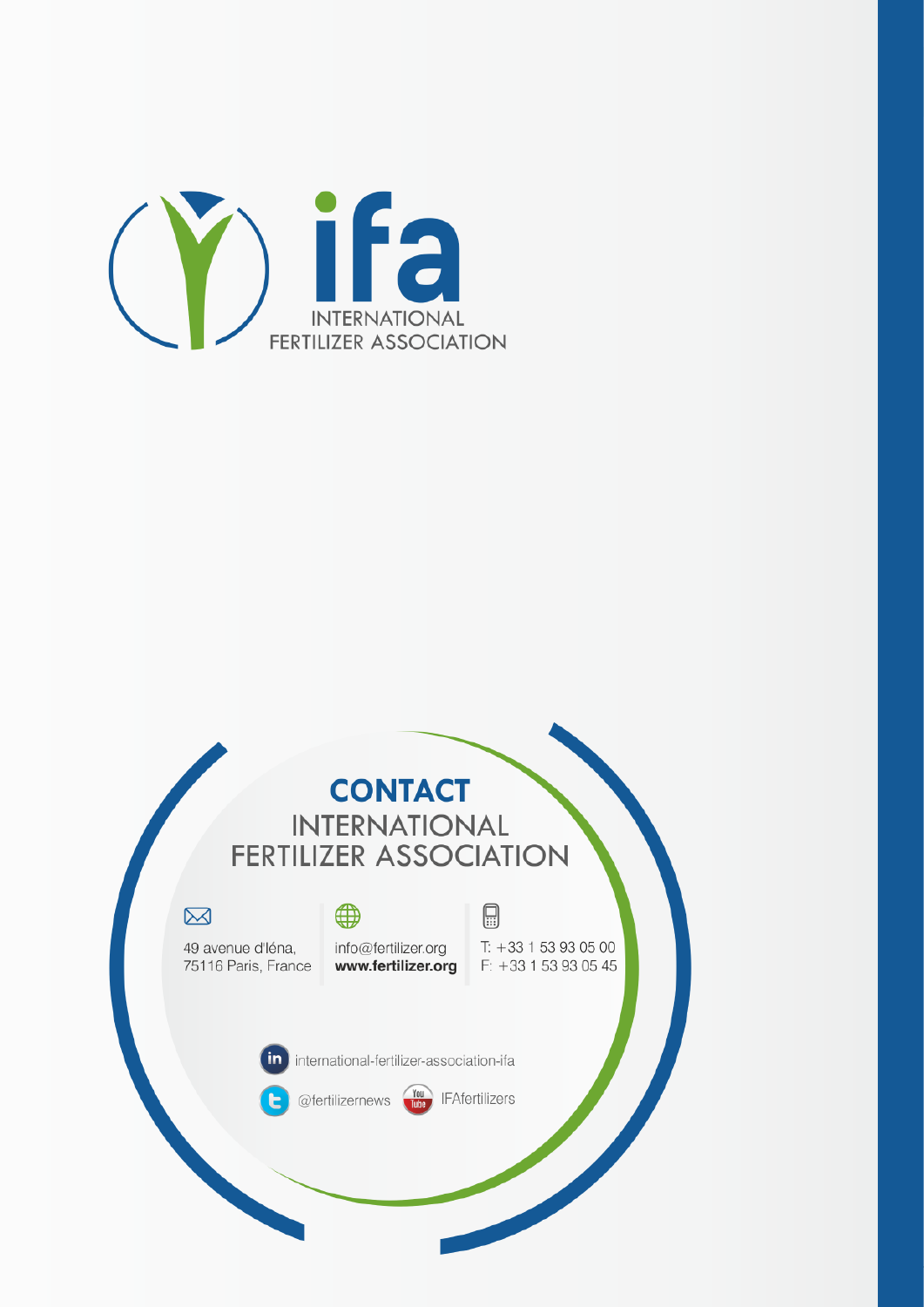ifa
INTERNATIONAL FERTILIZER ASSOCIATION

# CONTACT
## INTERNATIONAL FERTILIZER ASSOCIATION

49 avenue d'Iéna,
75116 Paris, France

info@fertilizer.org
**www.fertilizer.org**

T: +33 1 53 93 05 00
F: +33 1 53 93 05 45

international-fertilizer-association-ifa

@fertilizernews

IFAfertilizers